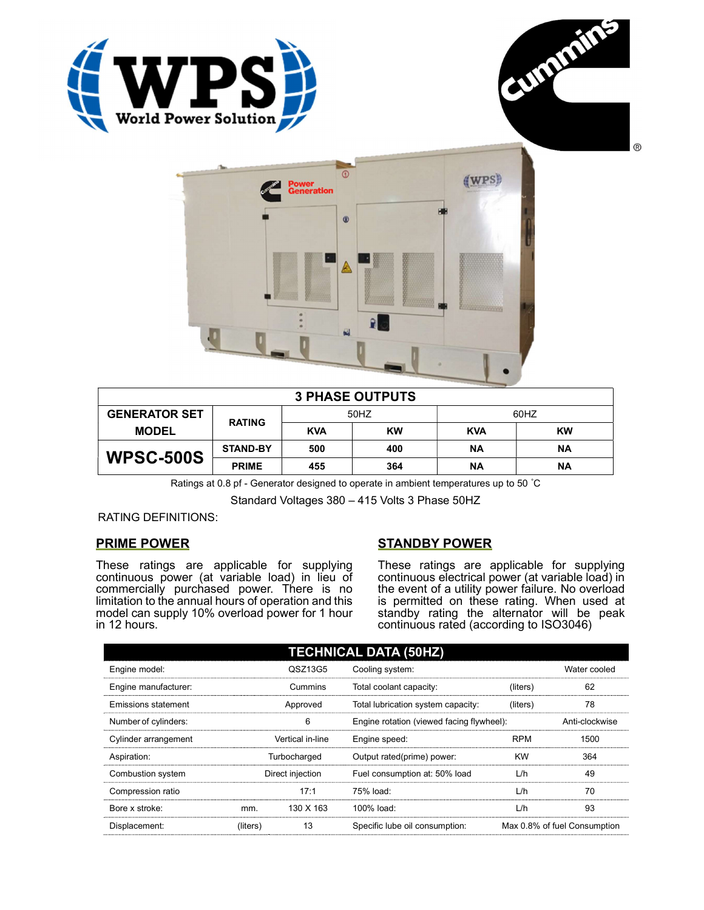| 3 PHASE OUTPUTS | | | | | |
|---|---|---|---|---|---|
| GENERATOR SET MODEL | RATING | 50HZ | | 60HZ | |
| | | KVA | KW | KVA | KW |
| WPSC-500S | STAND-BY | 500 | 400 | NA | NA |
| | PRIME | 455 | 364 | NA | NA |

Ratings at 0.8 pf - Generator designed to operate in ambient temperatures up to 50 ˚C

Standard Voltages 380 – 415 Volts 3 Phase 50HZ

RATING DEFINITIONS:

## PRIME POWER

These ratings are applicable for supplying continuous power (at variable load) in lieu of commercially purchased power. There is no limitation to the annual hours of operation and this model can supply 10% overload power for 1 hour in 12 hours.

## STANDBY POWER

These ratings are applicable for supplying continuous electrical power (at variable load) in the event of a utility power failure. No overload is permitted on these rating. When used at standby rating the alternator will be peak continuous rated (according to ISO3046)

| TECHNICAL DATA (50HZ) | | | | | |
|---|---|---|---|---|---|
| Engine model: | | QSZ13G5 | Cooling system: | | Water cooled |
| Engine manufacturer: | | Cummins | Total coolant capacity: | (liters) | 62 |
| Emissions statement | | Approved | Total lubrication system capacity: | (liters) | 78 |
| Number of cylinders: | | 6 | Engine rotation (viewed facing flywheel): | | Anti-clockwise |
| Cylinder arrangement | | Vertical in-line | Engine speed: | RPM | 1500 |
| Aspiration: | | Turbocharged | Output rated(prime) power: | KW | 364 |
| Combustion system | | Direct injection | Fuel consumption at: 50% load | L/h | 49 |
| Compression ratio | | 17:1 | 75% load: | L/h | 70 |
| Bore x stroke: | mm. | 130 X 163 | 100% load: | L/h | 93 |
| Displacement: | (liters) | 13 | Specific lube oil consumption: | | Max 0.8% of fuel Consumption |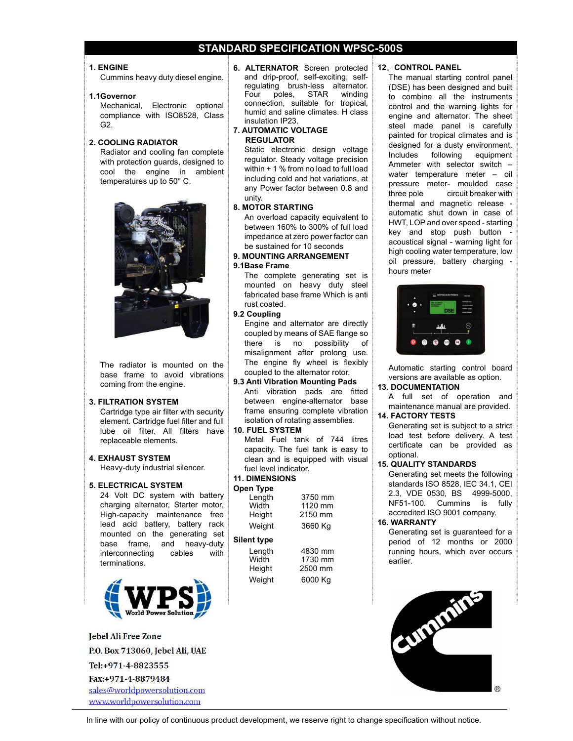# STANDARD SPECIFICATION WPSC-500S

## 1. ENGINE

Cummins heavy duty diesel engine.

### 1.1Governor

Mechanical, Electronic optional compliance with ISO8528, Class G2.

## 2. COOLING RADIATOR

Radiator and cooling fan complete with protection guards, designed to cool the engine in ambient temperatures up to 50° C.

The radiator is mounted on the base frame to avoid vibrations coming from the engine.

## 3. FILTRATION SYSTEM

Cartridge type air filter with security element. Cartridge fuel filter and full lube oil filter. All filters have replaceable elements.

## 4. EXHAUST SYSTEM

Heavy-duty industrial silencer.

## 5. ELECTRICAL SYSTEM

24 Volt DC system with battery charging alternator, Starter motor, High-capacity maintenance free lead acid battery, battery rack mounted on the generating set base frame, and heavy-duty interconnecting cables with terminations.

Jebel Ali Free Zone
P.O. Box 713060, Jebel Ali, UAE
Tel:+971-4-8823555
Fax:+971-4-8879484
sales@worldpowersolution.com
www.worldpowersolution.com

## 6. ALTERNATOR

Screen protected and drip-proof, self-exciting, self-regulating brush-less alternator. Four poles, STAR winding connection, suitable for tropical, humid and saline climates. H class insulation IP23.

## 7. AUTOMATIC VOLTAGE REGULATOR

Static electronic design voltage regulator. Steady voltage precision within + 1 % from no load to full load including cold and hot variations, at any Power factor between 0.8 and unity.

## 8. MOTOR STARTING

An overload capacity equivalent to between 160% to 300% of full load impedance at zero power factor can be sustained for 10 seconds

## 9. MOUNTING ARRANGEMENT

### 9.1Base Frame

The complete generating set is mounted on heavy duty steel fabricated base frame Which is anti rust coated.

### 9.2 Coupling

Engine and alternator are directly coupled by means of SAE flange so there is no possibility of misalignment after prolong use. The engine fly wheel is flexibly coupled to the alternator rotor.

### 9.3 Anti Vibration Mounting Pads

Anti vibration pads are fitted between engine-alternator base frame ensuring complete vibration isolation of rotating assemblies.

## 10. FUEL SYSTEM

Metal Fuel tank of 744 litres capacity. The fuel tank is easy to clean and is equipped with visual fuel level indicator.

## 11. DIMENSIONS

**Open Type**

| | |
|---|---|
| Length | 3750 mm |
| Width | 1120 mm |
| Height | 2150 mm |
| Weight | 3660 Kg |

**Silent type**

| | |
|---|---|
| Length | 4830 mm |
| Width | 1730 mm |
| Height | 2500 mm |
| Weight | 6000 Kg |

## 12. CONTROL PANEL

The manual starting control panel (DSE) has been designed and built to combine all the instruments control and the warning lights for engine and alternator. The sheet steel made panel is carefully painted for tropical climates and is designed for a dusty environment. Includes following equipment Ammeter with selector switch – water temperature meter – oil pressure meter- moulded case three pole circuit breaker with thermal and magnetic release - automatic shut down in case of HWT, LOP and over speed - starting key and stop push button - acoustical signal - warning light for high cooling water temperature, low oil pressure, battery charging - hours meter

Automatic starting control board versions are available as option.

## 13. DOCUMENTATION

A full set of operation and maintenance manual are provided.

## 14. FACTORY TESTS

Generating set is subject to a strict load test before delivery. A test certificate can be provided as optional.

## 15. QUALITY STANDARDS

Generating set meets the following standards ISO 8528, IEC 34.1, CEI 2.3, VDE 0530, BS 4999-5000, NF51-100. Cummins is fully accredited ISO 9001 company.

## 16. WARRANTY

Generating set is guaranteed for a period of 12 months or 2000 running hours, which ever occurs earlier.

In line with our policy of continuous product development, we reserve right to change specification without notice.